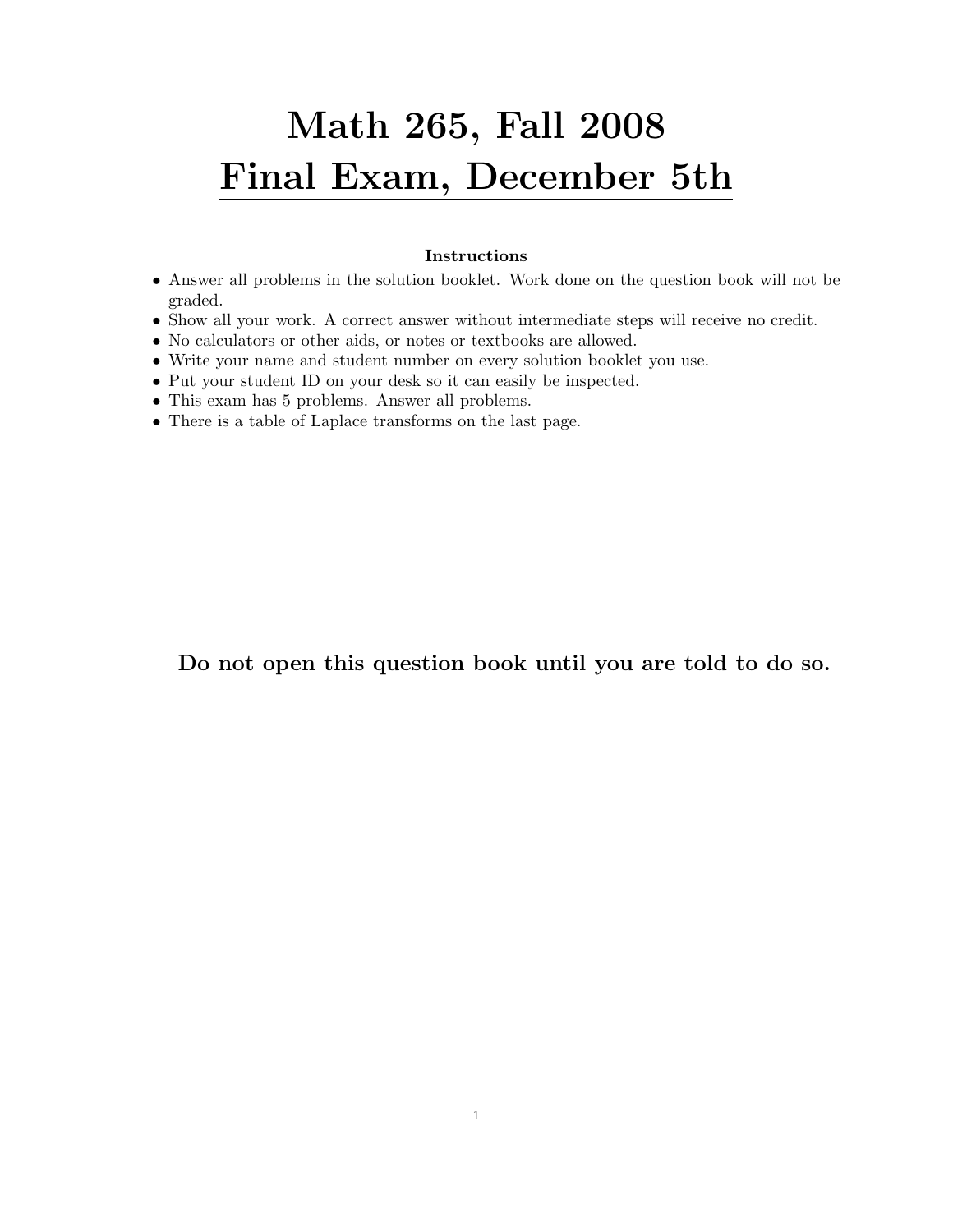# Math 265, Fall 2008
# Final Exam, December 5th

**Instructions**

- Answer all problems in the solution booklet. Work done on the question book will not be graded.
- Show all your work. A correct answer without intermediate steps will receive no credit.
- No calculators or other aids, or notes or textbooks are allowed.
- Write your name and student number on every solution booklet you use.
- Put your student ID on your desk so it can easily be inspected.
- This exam has 5 problems. Answer all problems.
- There is a table of Laplace transforms on the last page.

**Do not open this question book until you are told to do so.**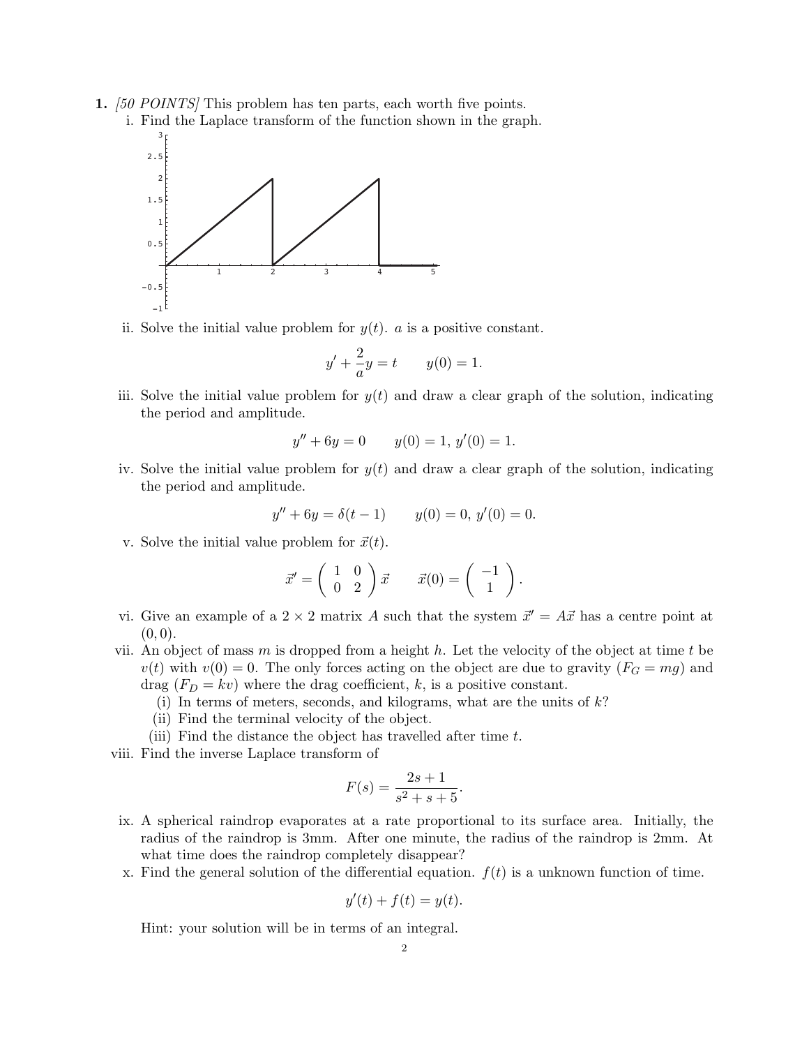**1.** *[50 POINTS]* This problem has ten parts, each worth five points.

i. Find the Laplace transform of the function shown in the graph.

ii. Solve the initial value problem for $y(t)$. $a$ is a positive constant.

$$y' + \frac{2}{a}y = t \qquad y(0) = 1.$$

iii. Solve the initial value problem for $y(t)$ and draw a clear graph of the solution, indicating the period and amplitude.

$$y'' + 6y = 0 \qquad y(0) = 1,\ y'(0) = 1.$$

iv. Solve the initial value problem for $y(t)$ and draw a clear graph of the solution, indicating the period and amplitude.

$$y'' + 6y = \delta(t-1) \qquad y(0) = 0,\ y'(0) = 0.$$

v. Solve the initial value problem for $\vec{x}(t)$.

$$\vec{x}' = \begin{pmatrix} 1 & 0 \\ 0 & 2 \end{pmatrix} \vec{x} \qquad \vec{x}(0) = \begin{pmatrix} -1 \\ 1 \end{pmatrix}.$$

vi. Give an example of a $2 \times 2$ matrix $A$ such that the system $\vec{x}' = A\vec{x}$ has a centre point at $(0,0)$.

vii. An object of mass $m$ is dropped from a height $h$. Let the velocity of the object at time $t$ be $v(t)$ with $v(0) = 0$. The only forces acting on the object are due to gravity ($F_G = mg$) and drag ($F_D = kv$) where the drag coefficient, $k$, is a positive constant.

  (i) In terms of meters, seconds, and kilograms, what are the units of $k$?

  (ii) Find the terminal velocity of the object.

  (iii) Find the distance the object has travelled after time $t$.

viii. Find the inverse Laplace transform of

$$F(s) = \frac{2s+1}{s^2+s+5}.$$

ix. A spherical raindrop evaporates at a rate proportional to its surface area. Initially, the radius of the raindrop is 3mm. After one minute, the radius of the raindrop is 2mm. At what time does the raindrop completely disappear?

x. Find the general solution of the differential equation. $f(t)$ is a unknown function of time.

$$y'(t) + f(t) = y(t).$$

Hint: your solution will be in terms of an integral.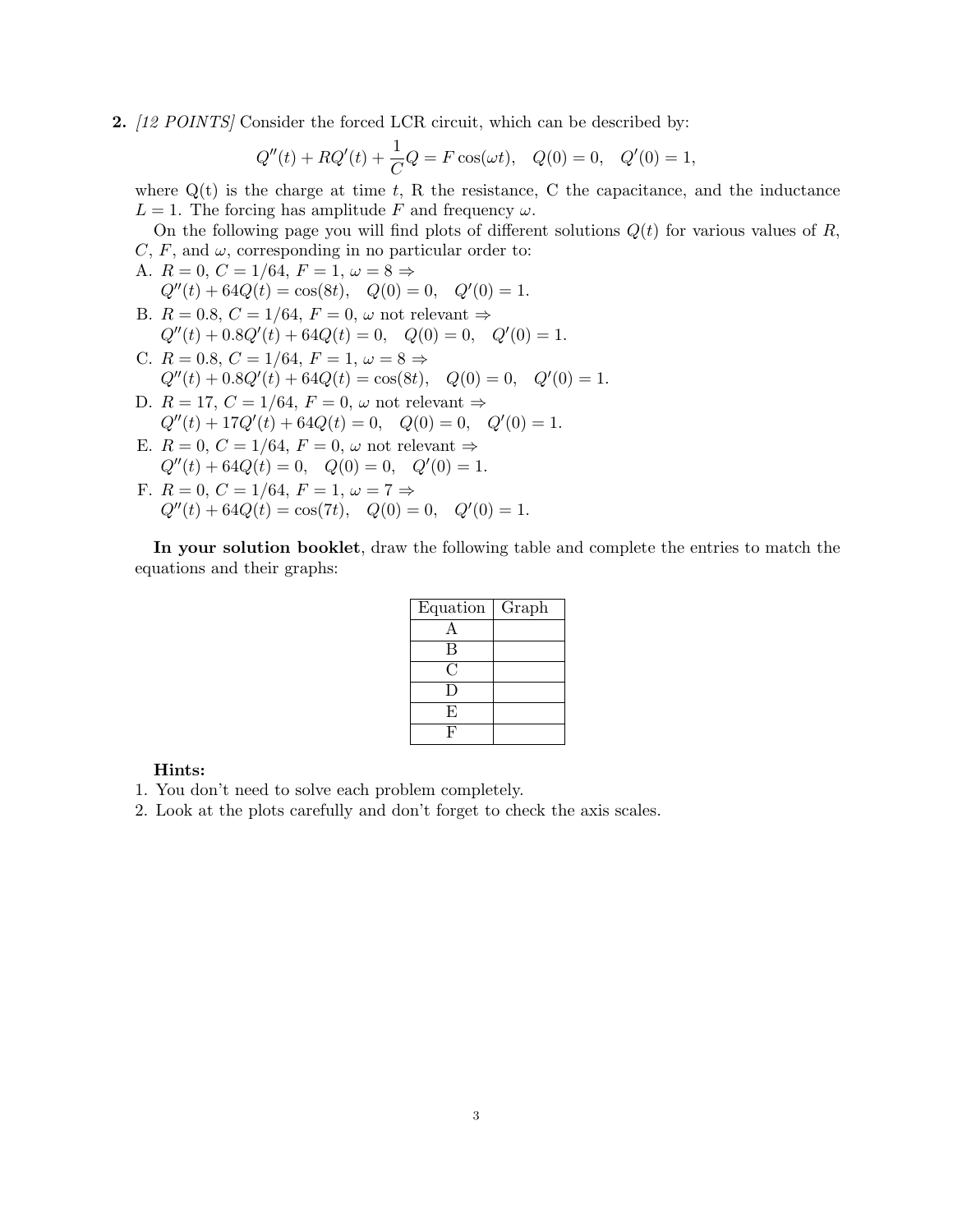**2.** *[12 POINTS]* Consider the forced LCR circuit, which can be described by:

$$Q''(t) + RQ'(t) + \frac{1}{C}Q = F\cos(\omega t), \quad Q(0) = 0, \quad Q'(0) = 1,$$

where Q(t) is the charge at time $t$, R the resistance, C the capacitance, and the inductance $L = 1$. The forcing has amplitude $F$ and frequency $\omega$.

On the following page you will find plots of different solutions $Q(t)$ for various values of $R$, $C$, $F$, and $\omega$, corresponding in no particular order to:

A. $R = 0$, $C = 1/64$, $F = 1$, $\omega = 8 \Rightarrow$
$Q''(t) + 64Q(t) = \cos(8t), \quad Q(0) = 0, \quad Q'(0) = 1.$

B. $R = 0.8$, $C = 1/64$, $F = 0$, $\omega$ not relevant $\Rightarrow$
$Q''(t) + 0.8Q'(t) + 64Q(t) = 0, \quad Q(0) = 0, \quad Q'(0) = 1.$

C. $R = 0.8$, $C = 1/64$, $F = 1$, $\omega = 8 \Rightarrow$
$Q''(t) + 0.8Q'(t) + 64Q(t) = \cos(8t), \quad Q(0) = 0, \quad Q'(0) = 1.$

D. $R = 17$, $C = 1/64$, $F = 0$, $\omega$ not relevant $\Rightarrow$
$Q''(t) + 17Q'(t) + 64Q(t) = 0, \quad Q(0) = 0, \quad Q'(0) = 1.$

E. $R = 0$, $C = 1/64$, $F = 0$, $\omega$ not relevant $\Rightarrow$
$Q''(t) + 64Q(t) = 0, \quad Q(0) = 0, \quad Q'(0) = 1.$

F. $R = 0$, $C = 1/64$, $F = 1$, $\omega = 7 \Rightarrow$
$Q''(t) + 64Q(t) = \cos(7t), \quad Q(0) = 0, \quad Q'(0) = 1.$

**In your solution booklet**, draw the following table and complete the entries to match the equations and their graphs:

| Equation | Graph |
|---|---|
| A | |
| B | |
| C | |
| D | |
| E | |
| F | |

**Hints:**

1. You don't need to solve each problem completely.
2. Look at the plots carefully and don't forget to check the axis scales.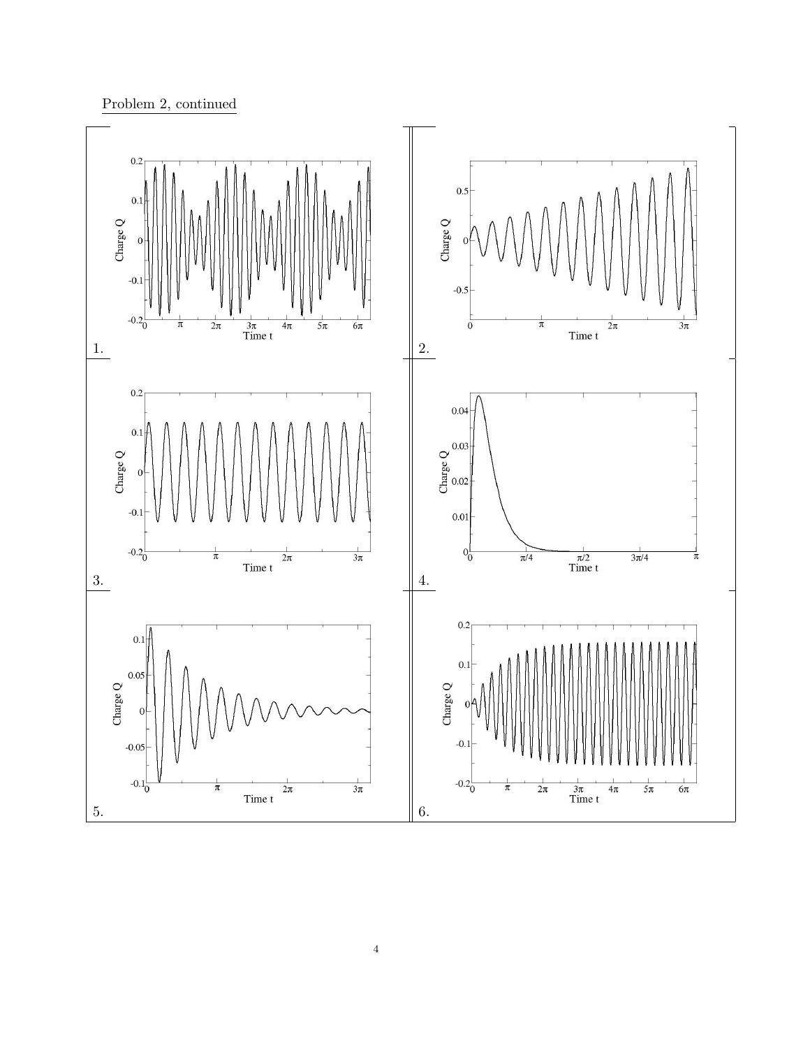Problem 2, continued

1.

2.

3.

4.

5.

6.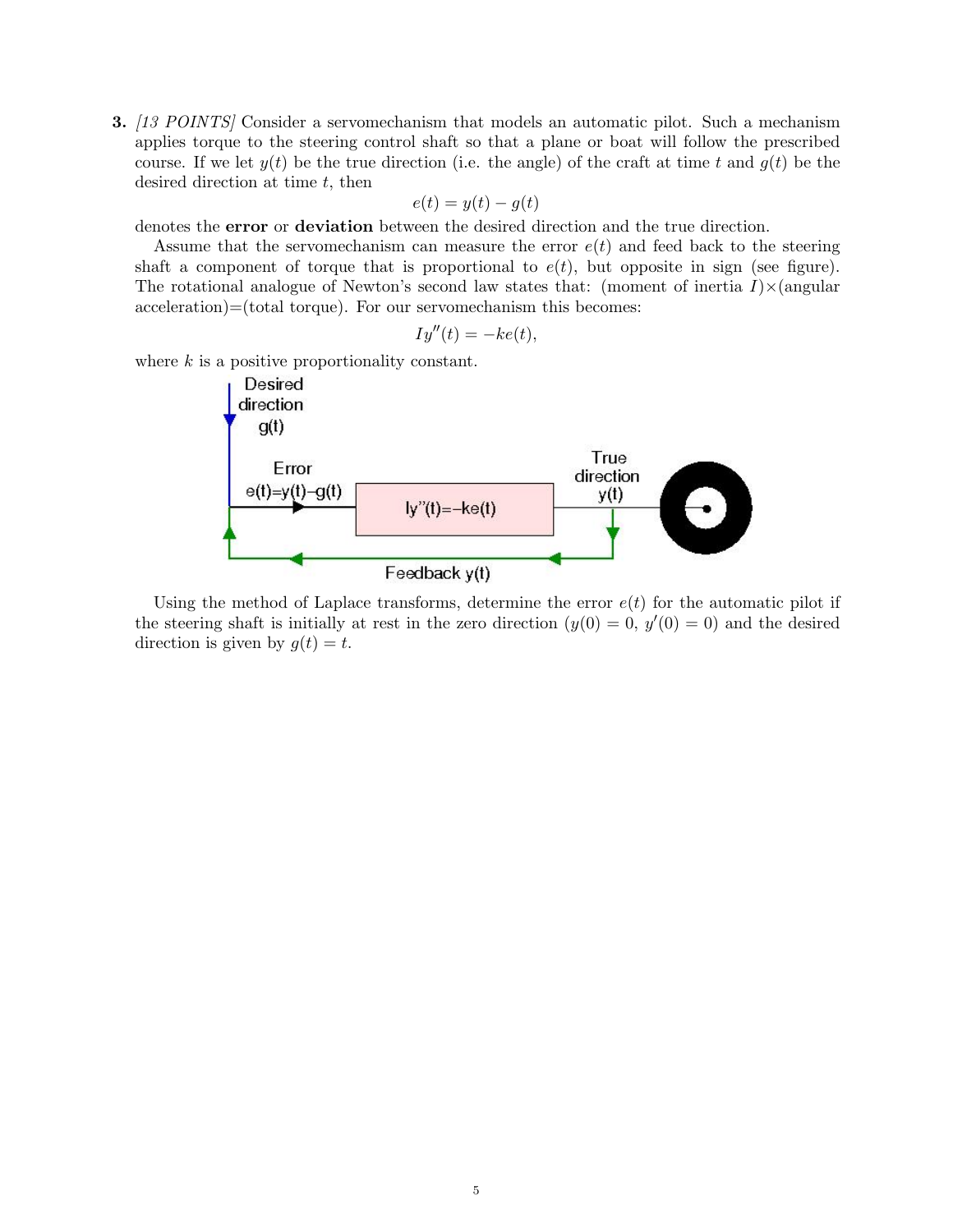**3.** *[13 POINTS]* Consider a servomechanism that models an automatic pilot. Such a mechanism applies torque to the steering control shaft so that a plane or boat will follow the prescribed course. If we let $y(t)$ be the true direction (i.e. the angle) of the craft at time $t$ and $g(t)$ be the desired direction at time $t$, then

$$e(t) = y(t) - g(t)$$

denotes the **error** or **deviation** between the desired direction and the true direction.

Assume that the servomechanism can measure the error $e(t)$ and feed back to the steering shaft a component of torque that is proportional to $e(t)$, but opposite in sign (see figure). The rotational analogue of Newton's second law states that: (moment of inertia $I$)×(angular acceleration)=(total torque). For our servomechanism this becomes:

$$Iy''(t) = -ke(t),$$

where $k$ is a positive proportionality constant.

Desired direction g(t)

Error e(t)=y(t)−g(t)

Iy''(t)=−ke(t)

True direction y(t)

Feedback y(t)

Using the method of Laplace transforms, determine the error $e(t)$ for the automatic pilot if the steering shaft is initially at rest in the zero direction ($y(0) = 0$, $y'(0) = 0$) and the desired direction is given by $g(t) = t$.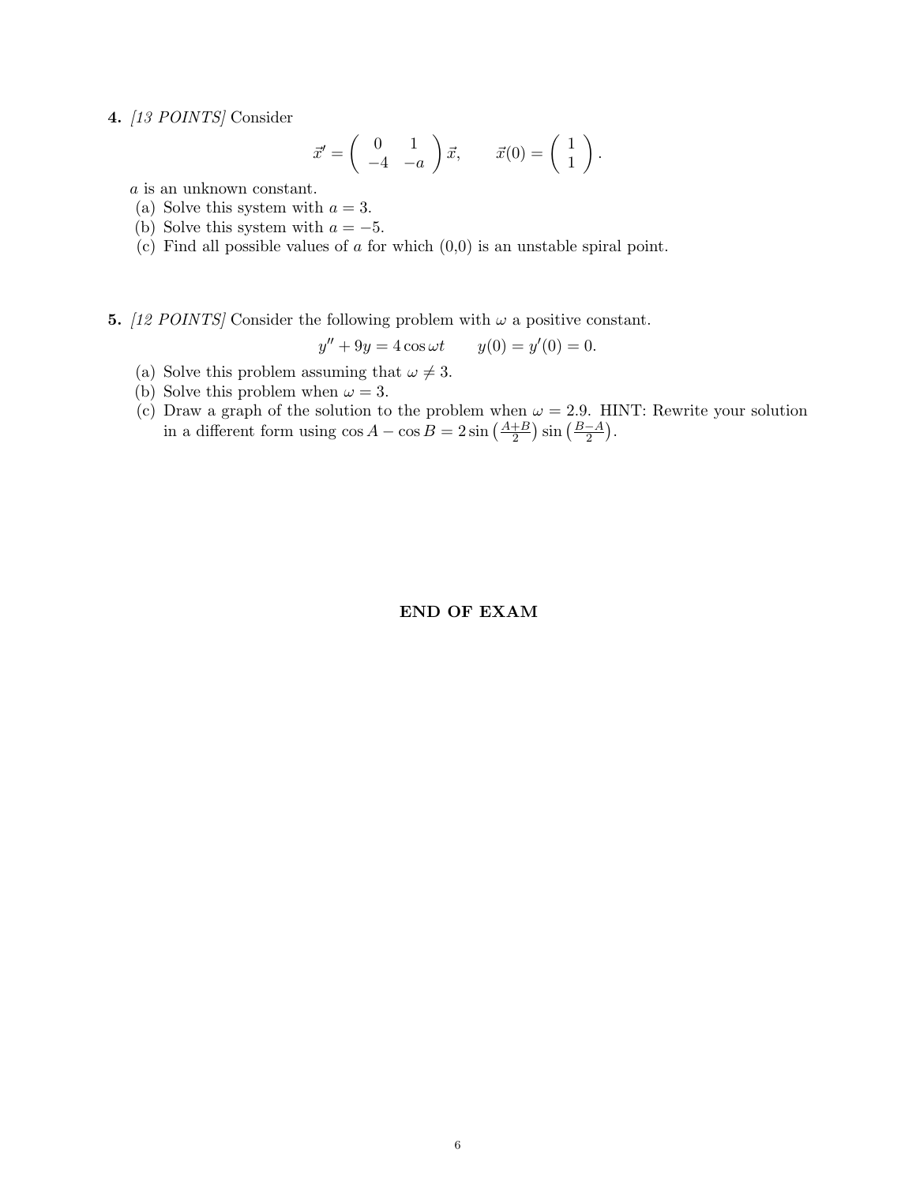**4.** *[13 POINTS]* Consider

$$\vec{x}' = \begin{pmatrix} 0 & 1 \\ -4 & -a \end{pmatrix} \vec{x}, \qquad \vec{x}(0) = \begin{pmatrix} 1 \\ 1 \end{pmatrix}.$$

$a$ is an unknown constant.

(a) Solve this system with $a = 3$.

(b) Solve this system with $a = -5$.

(c) Find all possible values of $a$ for which (0,0) is an unstable spiral point.

**5.** *[12 POINTS]* Consider the following problem with $\omega$ a positive constant.

$$y'' + 9y = 4\cos\omega t \qquad y(0) = y'(0) = 0.$$

(a) Solve this problem assuming that $\omega \neq 3$.

(b) Solve this problem when $\omega = 3$.

(c) Draw a graph of the solution to the problem when $\omega = 2.9$. HINT: Rewrite your solution in a different form using $\cos A - \cos B = 2\sin\left(\frac{A+B}{2}\right)\sin\left(\frac{B-A}{2}\right)$.

**END OF EXAM**